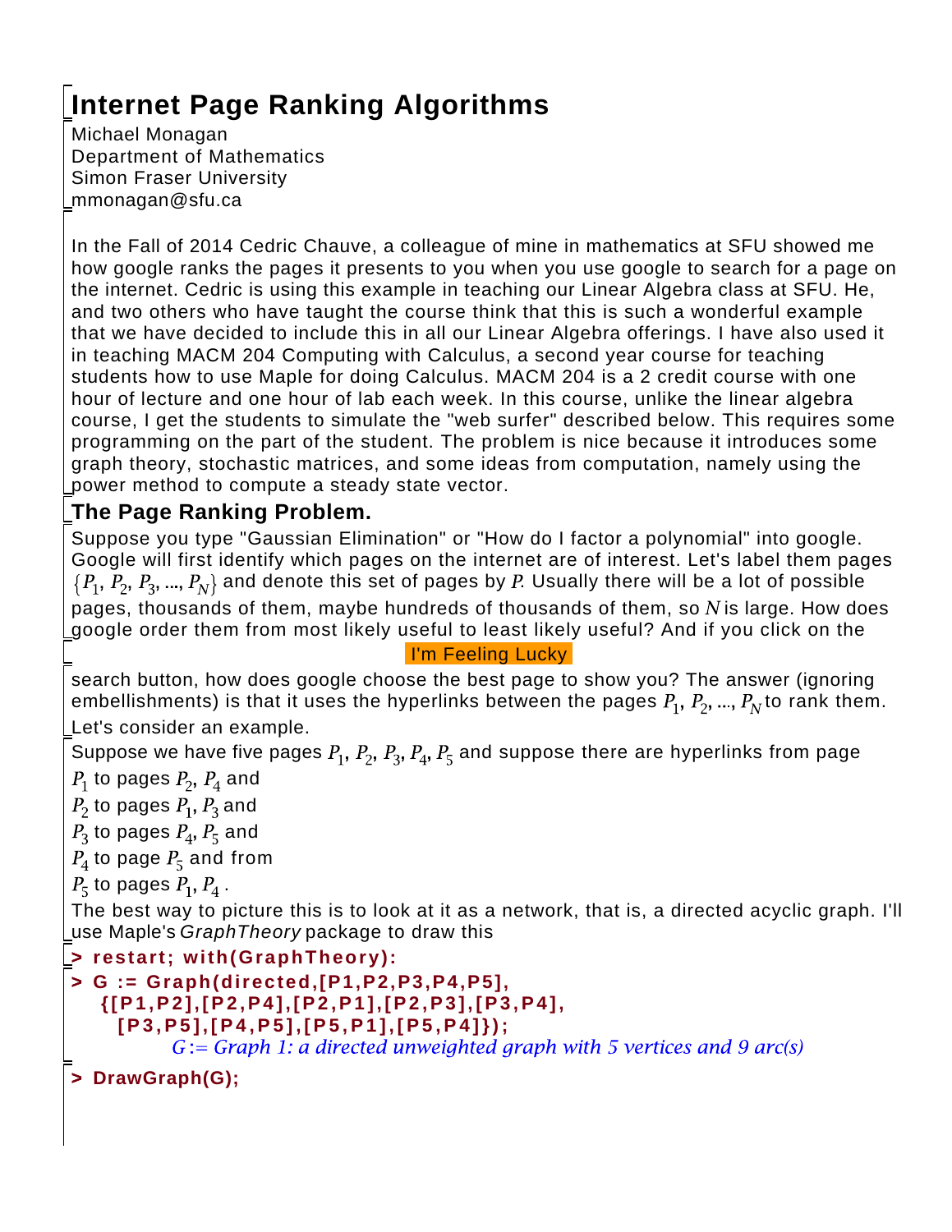# Internet Page Ranking Algorithms

Michael Monagan
Department of Mathematics
Simon Fraser University
mmonagan@sfu.ca

In the Fall of 2014 Cedric Chauve, a colleague of mine in mathematics at SFU showed me how google ranks the pages it presents to you when you use google to search for a page on the internet. Cedric is using this example in teaching our Linear Algebra class at SFU. He, and two others who have taught the course think that this is such a wonderful example that we have decided to include this in all our Linear Algebra offerings. I have also used it in teaching MACM 204 Computing with Calculus, a second year course for teaching students how to use Maple for doing Calculus. MACM 204 is a 2 credit course with one hour of lecture and one hour of lab each week. In this course, unlike the linear algebra course, I get the students to simulate the "web surfer" described below. This requires some programming on the part of the student. The problem is nice because it introduces some graph theory, stochastic matrices, and some ideas from computation, namely using the power method to compute a steady state vector.

## The Page Ranking Problem.

Suppose you type "Gaussian Elimination" or "How do I factor a polynomial" into google. Google will first identify which pages on the internet are of interest. Let's label them pages $\{P_1, P_2, P_3, ..., P_N\}$ and denote this set of pages by $P$. Usually there will be a lot of possible pages, thousands of them, maybe hundreds of thousands of them, so $N$ is large. How does google order them from most likely useful to least likely useful? And if you click on the

I'm Feeling Lucky

search button, how does google choose the best page to show you? The answer (ignoring embellishments) is that it uses the hyperlinks between the pages $P_1, P_2, ..., P_N$ to rank them. Let's consider an example.

Suppose we have five pages $P_1, P_2, P_3, P_4, P_5$ and suppose there are hyperlinks from page
$P_1$ to pages $P_2, P_4$ and
$P_2$ to pages $P_1, P_3$ and
$P_3$ to pages $P_4, P_5$ and
$P_4$ to page $P_5$ and from
$P_5$ to pages $P_1, P_4$ .

The best way to picture this is to look at it as a network, that is, a directed acyclic graph. I'll use Maple's *GraphTheory* package to draw this

```
> restart; with(GraphTheory):
> G := Graph(directed,[P1,P2,P3,P4,P5],
   {[P1,P2],[P2,P4],[P2,P1],[P2,P3],[P3,P4],
    [P3,P5],[P4,P5],[P5,P1],[P5,P4]});
```

*G := Graph 1: a directed unweighted graph with 5 vertices and 9 arc(s)*

```
> DrawGraph(G);
```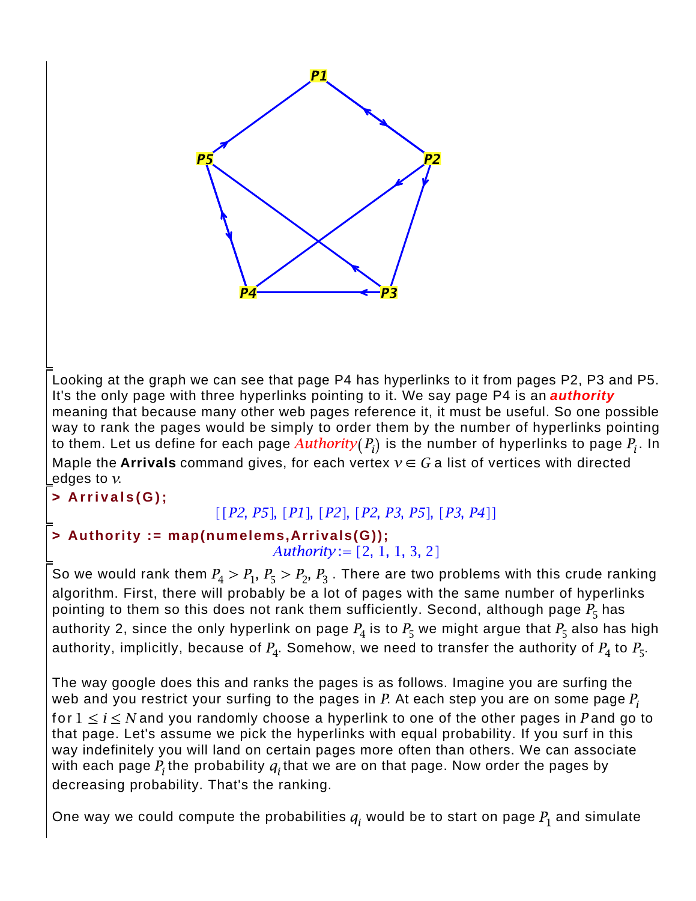P1

P2

P3

P4

P5

Looking at the graph we can see that page P4 has hyperlinks to it from pages P2, P3 and P5. It's the only page with three hyperlinks pointing to it. We say page P4 is an ***authority*** meaning that because many other web pages reference it, it must be useful. So one possible way to rank the pages would be simply to order them by the number of hyperlinks pointing to them. Let us define for each page $Authority(P_i)$ is the number of hyperlinks to page $P_i$. In Maple the **Arrivals** command gives, for each vertex $v \in G$ a list of vertices with directed edges to $v$.

```
> Arrivals(G);
```

$$[[P2, P5], [P1], [P2], [P2, P3, P5], [P3, P4]]$$

```
> Authority := map(numelems,Arrivals(G));
```

$$Authority := [2, 1, 1, 3, 2]$$

So we would rank them $P_4 > P_1, P_5 > P_2, P_3$ . There are two problems with this crude ranking algorithm. First, there will probably be a lot of pages with the same number of hyperlinks pointing to them so this does not rank them sufficiently. Second, although page $P_5$ has authority 2, since the only hyperlink on page $P_4$ is to $P_5$ we might argue that $P_5$ also has high authority, implicitly, because of $P_4$. Somehow, we need to transfer the authority of $P_4$ to $P_5$.

The way google does this and ranks the pages is as follows. Imagine you are surfing the web and you restrict your surfing to the pages in $P$. At each step you are on some page $P_i$ for $1 \le i \le N$ and you randomly choose a hyperlink to one of the other pages in $P$ and go to that page. Let's assume we pick the hyperlinks with equal probability. If you surf in this way indefinitely you will land on certain pages more often than others. We can associate with each page $P_i$ the probability $q_i$ that we are on that page. Now order the pages by decreasing probability. That's the ranking.

One way we could compute the probabilities $q_i$ would be to start on page $P_1$ and simulate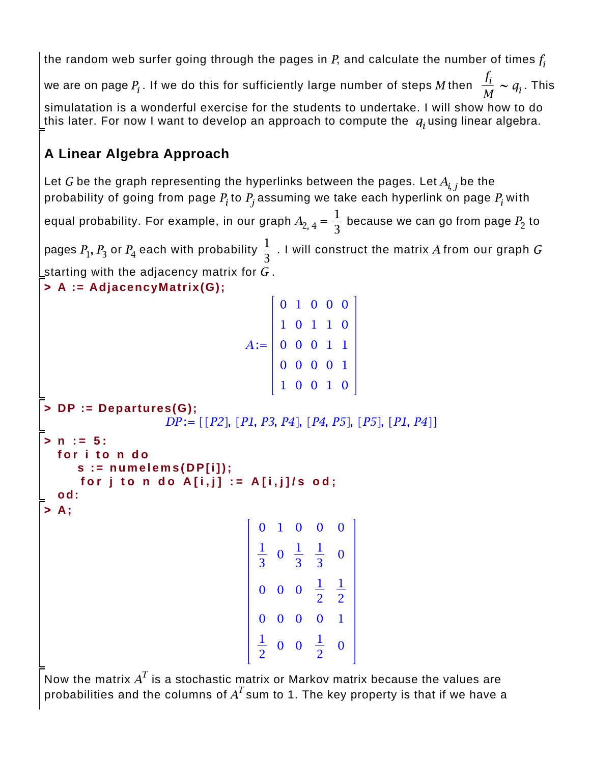the random web surfer going through the pages in $P$, and calculate the number of times $f_i$ we are on page $P_i$. If we do this for sufficiently large number of steps $M$ then $\frac{f_i}{M} \sim q_i$. This simulatation is a wonderful exercise for the students to undertake. I will show how to do this later. For now I want to develop an approach to compute the $q_i$ using linear algebra.

## A Linear Algebra Approach

Let $G$ be the graph representing the hyperlinks between the pages. Let $A_{i,j}$ be the probability of going from page $P_i$ to $P_j$ assuming we take each hyperlink on page $P_i$ with equal probability. For example, in our graph $A_{2,4} = \frac{1}{3}$ because we can go from page $P_2$ to pages $P_1$, $P_3$ or $P_4$ each with probability $\frac{1}{3}$. I will construct the matrix $A$ from our graph $G$ starting with the adjacency matrix for $G$.

```
> A := AdjacencyMatrix(G);
```

$$A := \begin{bmatrix} 0 & 1 & 0 & 0 & 0 \\ 1 & 0 & 1 & 1 & 0 \\ 0 & 0 & 0 & 1 & 1 \\ 0 & 0 & 0 & 0 & 1 \\ 1 & 0 & 0 & 1 & 0 \end{bmatrix}$$

```
> DP := Departures(G);
```

$$DP := [[P2], [P1, P3, P4], [P4, P5], [P5], [P1, P4]]$$

```
> n := 5:
  for i to n do
     s := numelems(DP[i]);
     for j to n do A[i,j] := A[i,j]/s od;
  od:
> A;
```

$$\begin{bmatrix} 0 & 1 & 0 & 0 & 0 \\ \frac{1}{3} & 0 & \frac{1}{3} & \frac{1}{3} & 0 \\ 0 & 0 & 0 & \frac{1}{2} & \frac{1}{2} \\ 0 & 0 & 0 & 0 & 1 \\ \frac{1}{2} & 0 & 0 & \frac{1}{2} & 0 \end{bmatrix}$$

Now the matrix $A^T$ is a stochastic matrix or Markov matrix because the values are probabilities and the columns of $A^T$ sum to 1. The key property is that if we have a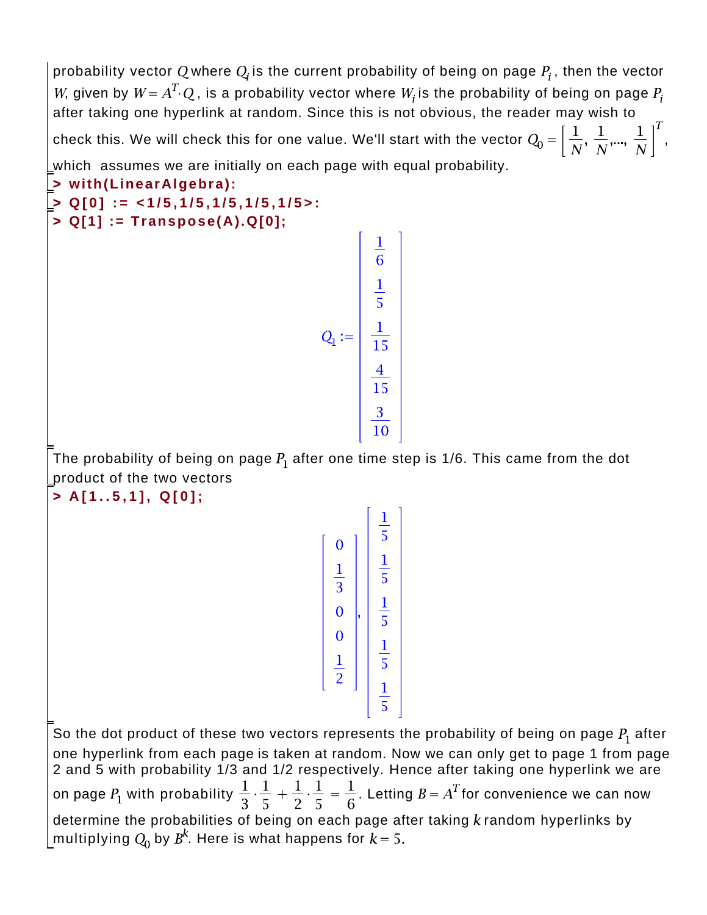probability vector $Q$ where $Q_i$ is the current probability of being on page $P_i$, then the vector $W$, given by $W = A^T \cdot Q$, is a probability vector where $W_i$ is the probability of being on page $P_i$ after taking one hyperlink at random. Since this is not obvious, the reader may wish to check this. We will check this for one value. We'll start with the vector $Q_0 = \left[\frac{1}{N}, \frac{1}{N}, ..., \frac{1}{N}\right]^T$, which assumes we are initially on each page with equal probability.

```
> with(LinearAlgebra):
> Q[0] := <1/5,1/5,1/5,1/5,1/5>:
> Q[1] := Transpose(A).Q[0];
```

$$Q_1 := \begin{bmatrix} \frac{1}{6} \\ \frac{1}{5} \\ \frac{1}{15} \\ \frac{4}{15} \\ \frac{3}{10} \end{bmatrix}$$

The probability of being on page $P_1$ after one time step is 1/6. This came from the dot product of the two vectors

```
> A[1..5,1], Q[0];
```

$$\begin{bmatrix} 0 \\ \frac{1}{3} \\ 0 \\ 0 \\ \frac{1}{2} \end{bmatrix}, \begin{bmatrix} \frac{1}{5} \\ \frac{1}{5} \\ \frac{1}{5} \\ \frac{1}{5} \\ \frac{1}{5} \end{bmatrix}$$

So the dot product of these two vectors represents the probability of being on page $P_1$ after one hyperlink from each page is taken at random. Now we can only get to page 1 from page 2 and 5 with probability 1/3 and 1/2 respectively. Hence after taking one hyperlink we are on page $P_1$ with probability $\frac{1}{3} \cdot \frac{1}{5} + \frac{1}{2} \cdot \frac{1}{5} = \frac{1}{6}$. Letting $B = A^T$ for convenience we can now determine the probabilities of being on each page after taking $k$ random hyperlinks by multiplying $Q_0$ by $B^k$. Here is what happens for $k = 5$.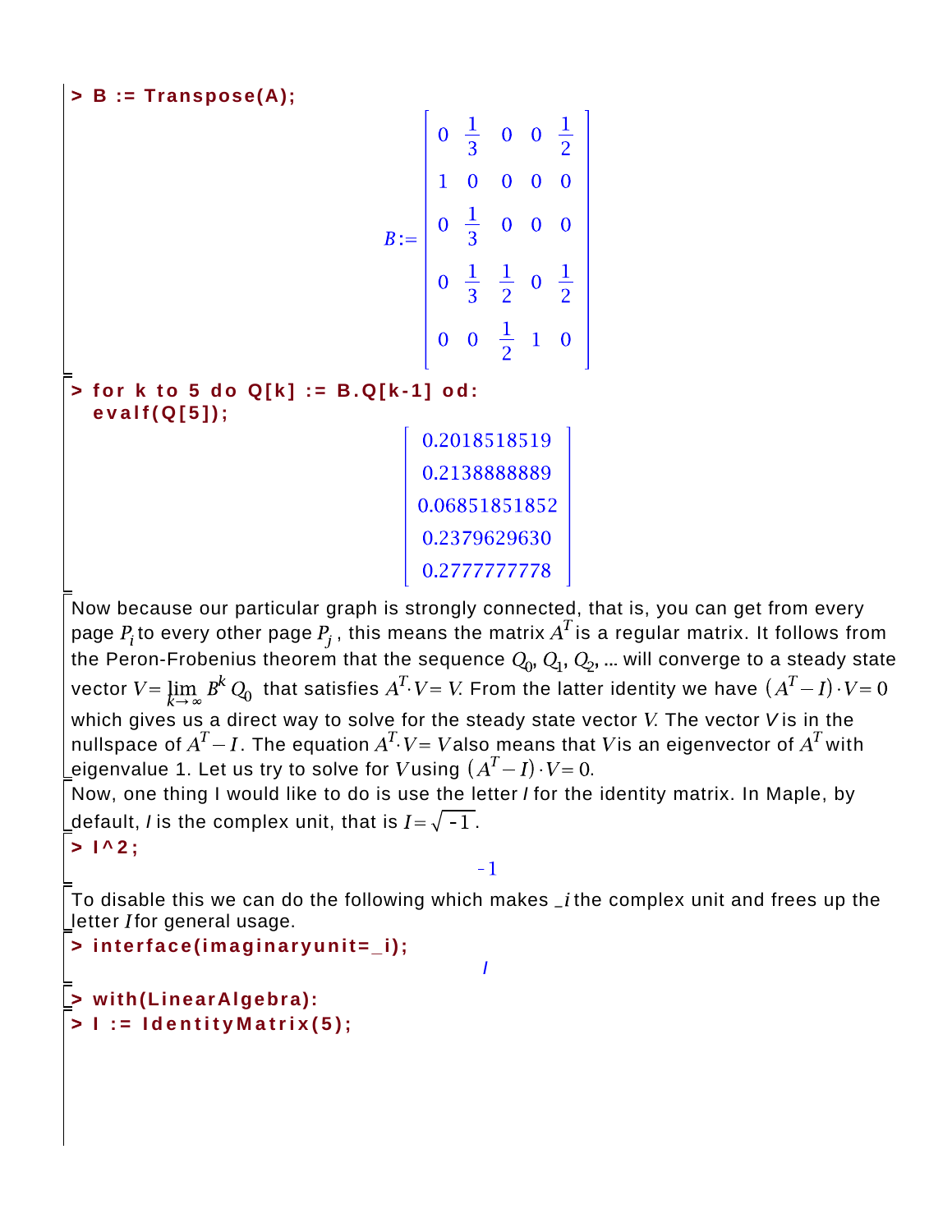```
> B := Transpose(A);
```

$$B := \begin{bmatrix} 0 & \frac{1}{3} & 0 & 0 & \frac{1}{2} \\ 1 & 0 & 0 & 0 & 0 \\ 0 & \frac{1}{3} & 0 & 0 & 0 \\ 0 & \frac{1}{3} & \frac{1}{2} & 0 & \frac{1}{2} \\ 0 & 0 & \frac{1}{2} & 1 & 0 \end{bmatrix}$$

```
> for k to 5 do Q[k] := B.Q[k-1] od:
  evalf(Q[5]);
```

$$\begin{bmatrix} 0.2018518519 \\ 0.2138888889 \\ 0.06851851852 \\ 0.2379629630 \\ 0.2777777778 \end{bmatrix}$$

Now because our particular graph is strongly connected, that is, you can get from every page $P_i$ to every other page $P_j$, this means the matrix $A^T$ is a regular matrix. It follows from the Peron-Frobenius theorem that the sequence $Q_0, Q_1, Q_2, \ldots$ will converge to a steady state vector $V = \lim_{k \to \infty} B^k Q_0$ that satisfies $A^T \cdot V = V$. From the latter identity we have $(A^T - I) \cdot V = 0$ which gives us a direct way to solve for the steady state vector $V$. The vector $V$ is in the nullspace of $A^T - I$. The equation $A^T \cdot V = V$ also means that $V$ is an eigenvector of $A^T$ with eigenvalue 1. Let us try to solve for $V$ using $(A^T - I) \cdot V = 0$.

Now, one thing I would like to do is use the letter $I$ for the identity matrix. In Maple, by default, $I$ is the complex unit, that is $I = \sqrt{-1}$.

```
> I^2;
```

$$-1$$

To disable this we can do the following which makes $\_i$ the complex unit and frees up the letter $I$ for general usage.

```
> interface(imaginaryunit=_i);
```

$$I$$

```
> with(LinearAlgebra):
> I := IdentityMatrix(5);
```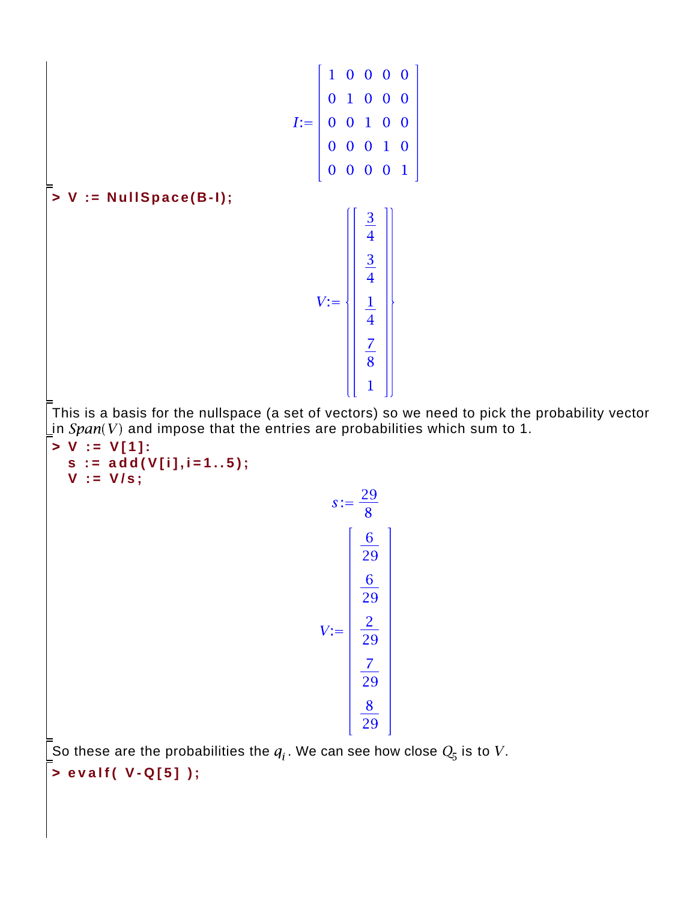$$I := \begin{bmatrix} 1 & 0 & 0 & 0 & 0 \\ 0 & 1 & 0 & 0 & 0 \\ 0 & 0 & 1 & 0 & 0 \\ 0 & 0 & 0 & 1 & 0 \\ 0 & 0 & 0 & 0 & 1 \end{bmatrix}$$

```
> V := NullSpace(B-I);
```

$$V := \left\{ \begin{bmatrix} \frac{3}{4} \\ \frac{3}{4} \\ \frac{1}{4} \\ \frac{7}{8} \\ 1 \end{bmatrix} \right\}$$

This is a basis for the nullspace (a set of vectors) so we need to pick the probability vector in $Span(V)$ and impose that the entries are probabilities which sum to 1.

```
> V := V[1]:
  s := add(V[i],i=1..5);
  V := V/s;
```

$$s := \frac{29}{8}$$

$$V := \begin{bmatrix} \frac{6}{29} \\ \frac{6}{29} \\ \frac{2}{29} \\ \frac{7}{29} \\ \frac{8}{29} \end{bmatrix}$$

So these are the probabilities the $q_i$. We can see how close $Q_5$ is to $V$.

```
> evalf( V-Q[5] );
```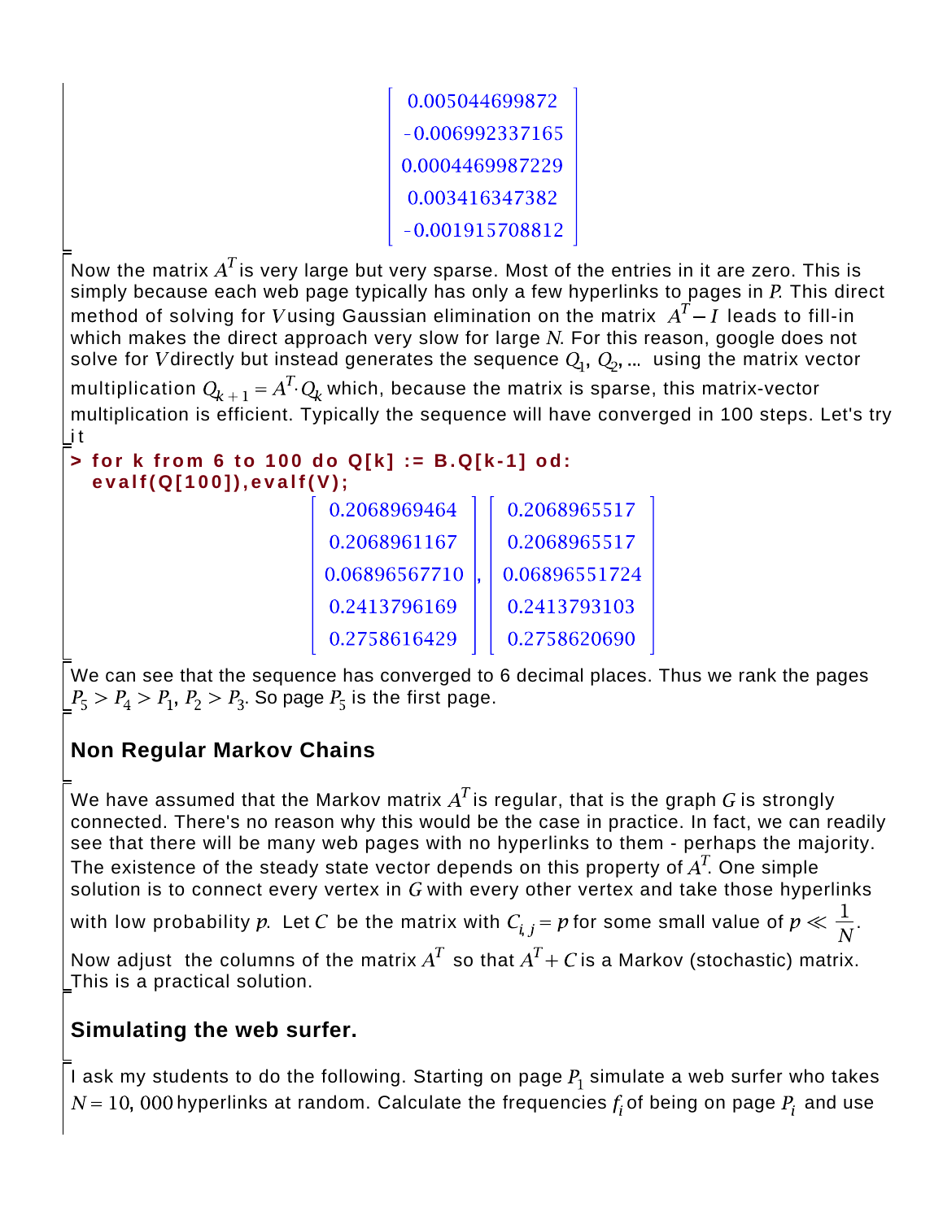$$\begin{bmatrix} 0.005044699872 \\ -0.006992337165 \\ 0.0004469987229 \\ 0.003416347382 \\ -0.001915708812 \end{bmatrix}$$

Now the matrix $A^T$ is very large but very sparse. Most of the entries in it are zero. This is simply because each web page typically has only a few hyperlinks to pages in $P$. This direct method of solving for $V$ using Gaussian elimination on the matrix $A^T - I$ leads to fill-in which makes the direct approach very slow for large $N$. For this reason, google does not solve for $V$ directly but instead generates the sequence $Q_1, Q_2, \ldots$ using the matrix vector multiplication $Q_{k+1} = A^T \cdot Q_k$ which, because the matrix is sparse, this matrix-vector multiplication is efficient. Typically the sequence will have converged in 100 steps. Let's try it

```
> for k from 6 to 100 do Q[k] := B.Q[k-1] od:
  evalf(Q[100]),evalf(V);
```

$$\begin{bmatrix} 0.2068969464 \\ 0.2068961167 \\ 0.06896567710 \\ 0.2413796169 \\ 0.2758616429 \end{bmatrix}, \begin{bmatrix} 0.2068965517 \\ 0.2068965517 \\ 0.06896551724 \\ 0.2413793103 \\ 0.2758620690 \end{bmatrix}$$

We can see that the sequence has converged to 6 decimal places. Thus we rank the pages $P_5 > P_4 > P_1, P_2 > P_3$. So page $P_5$ is the first page.

## Non Regular Markov Chains

We have assumed that the Markov matrix $A^T$ is regular, that is the graph $G$ is strongly connected. There's no reason why this would be the case in practice. In fact, we can readily see that there will be many web pages with no hyperlinks to them - perhaps the majority. The existence of the steady state vector depends on this property of $A^T$. One simple solution is to connect every vertex in $G$ with every other vertex and take those hyperlinks with low probability $p$. Let $C$ be the matrix with $C_{i,j} = p$ for some small value of $p \ll \frac{1}{N}$. Now adjust the columns of the matrix $A^T$ so that $A^T + C$ is a Markov (stochastic) matrix. This is a practical solution.

## Simulating the web surfer.

I ask my students to do the following. Starting on page $P_1$ simulate a web surfer who takes $N = 10,000$ hyperlinks at random. Calculate the frequencies $f_i$ of being on page $P_i$ and use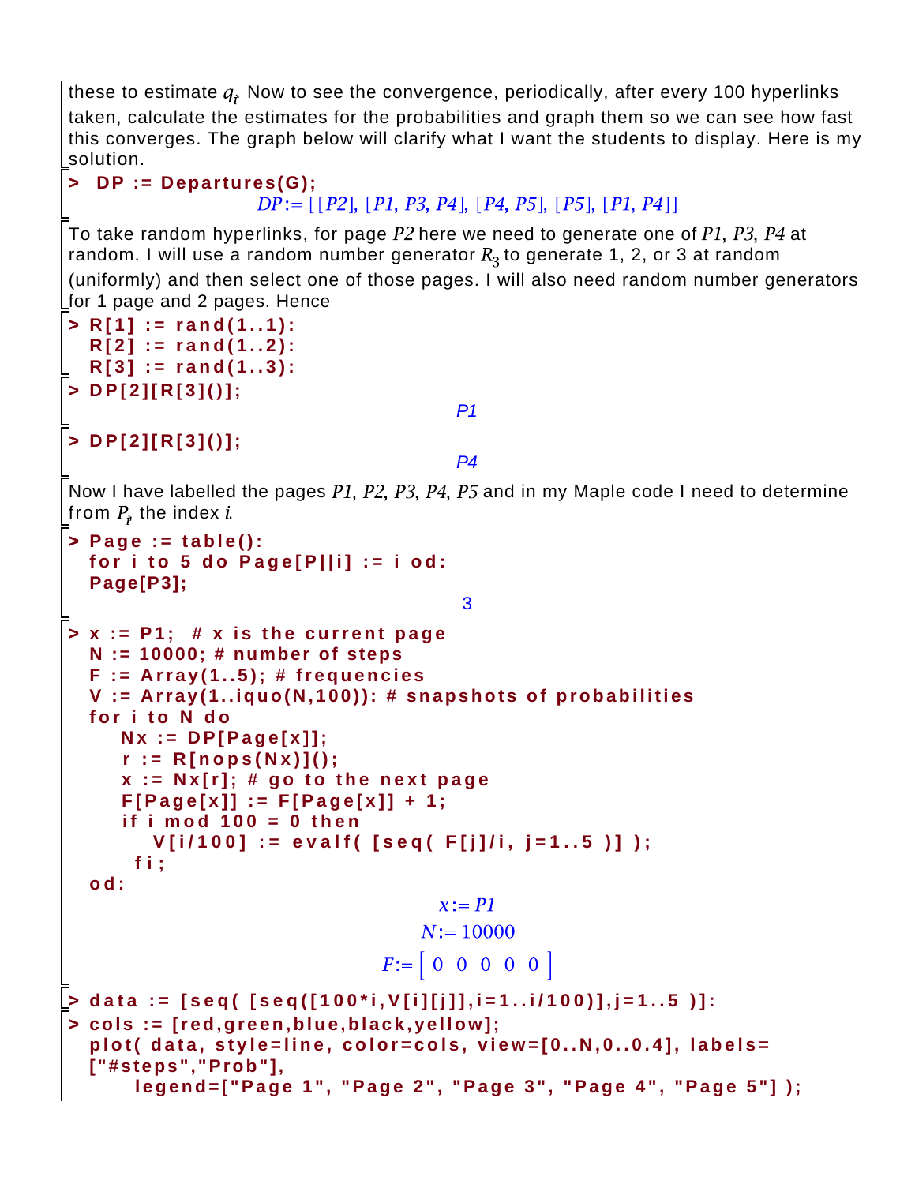these to estimate $q_i$. Now to see the convergence, periodically, after every 100 hyperlinks taken, calculate the estimates for the probabilities and graph them so we can see how fast this converges. The graph below will clarify what I want the students to display. Here is my solution.

```
> DP := Departures(G);
```

$$DP := [[P2], [P1, P3, P4], [P4, P5], [P5], [P1, P4]]$$

To take random hyperlinks, for page $P2$ here we need to generate one of $P1$, $P3$, $P4$ at random. I will use a random number generator $R_3$ to generate 1, 2, or 3 at random (uniformly) and then select one of those pages. I will also need random number generators for 1 page and 2 pages. Hence

```
> R[1] := rand(1..1):
  R[2] := rand(1..2):
  R[3] := rand(1..3):
> DP[2][R[3]()];
```

P1

```
> DP[2][R[3]()];
```

P4

Now I have labelled the pages $P1$, $P2$, $P3$, $P4$, $P5$ and in my Maple code I need to determine from $P_i$ the index $i$.

```
> Page := table():
  for i to 5 do Page[P||i] := i od:
  Page[P3];
```

3

```
> x := P1;  # x is the current page
  N := 10000; # number of steps
  F := Array(1..5); # frequencies
  V := Array(1..iquo(N,100)): # snapshots of probabilities
  for i to N do
     Nx := DP[Page[x]];
     r := R[nops(Nx)]();
     x := Nx[r]; # go to the next page
     F[Page[x]] := F[Page[x]] + 1;
     if i mod 100 = 0 then
        V[i/100] := evalf( [seq( F[j]/i, j=1..5 )] );
      fi;
  od:
```

$$x := P1$$

$$N := 10000$$

$$F := \begin{bmatrix} 0 & 0 & 0 & 0 & 0 \end{bmatrix}$$

```
> data := [seq( [seq([100*i,V[i][j]],i=1..i/100)],j=1..5 )]:
> cols := [red,green,blue,black,yellow];
  plot( data, style=line, color=cols, view=[0..N,0..0.4], labels=
  ["#steps","Prob"],
      legend=["Page 1", "Page 2", "Page 3", "Page 4", "Page 5"] );
```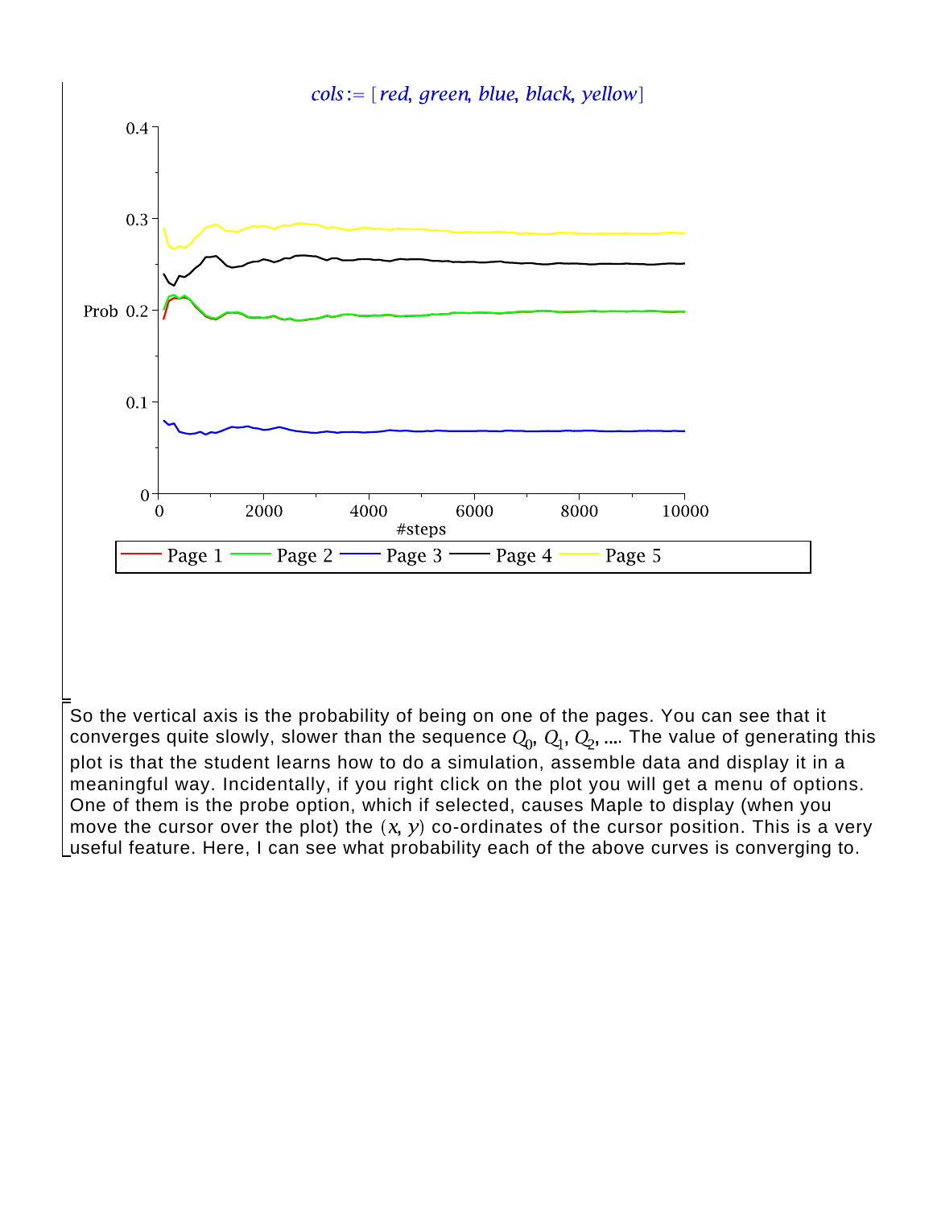$cols := [red, green, blue, black, yellow]$

0.4

0.3

Prob 0.2

0.1

0

0 2000 4000 6000 8000 10000

#steps

Page 1 Page 2 Page 3 Page 4 Page 5

So the vertical axis is the probability of being on one of the pages. You can see that it converges quite slowly, slower than the sequence $Q_0$, $Q_1$, $Q_2$, .... The value of generating this plot is that the student learns how to do a simulation, assemble data and display it in a meaningful way. Incidentally, if you right click on the plot you will get a menu of options. One of them is the probe option, which if selected, causes Maple to display (when you move the cursor over the plot) the $(x, y)$ co-ordinates of the cursor position. This is a very useful feature. Here, I can see what probability each of the above curves is converging to.